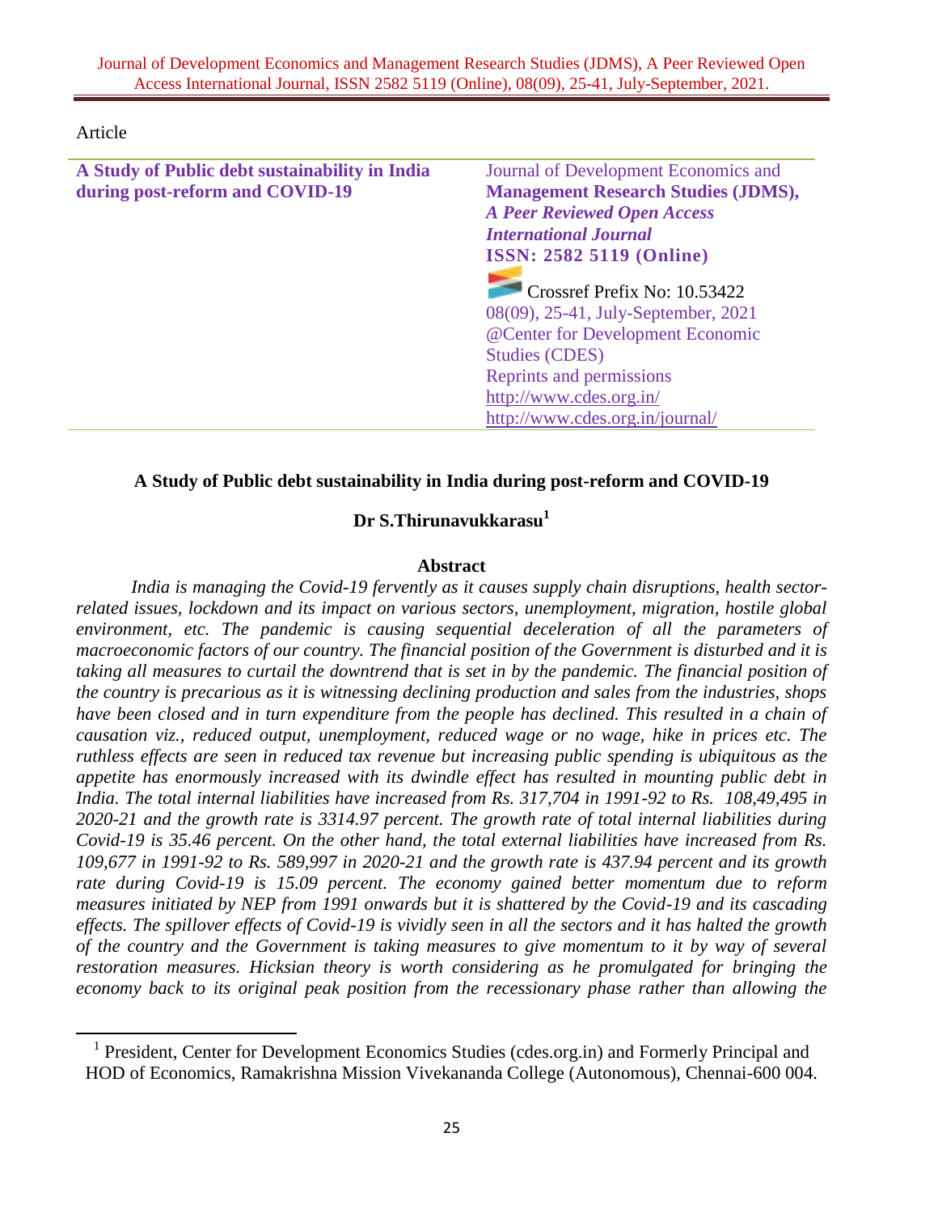Article

**A Study of Public debt sustainability in India during post-reform and COVID-19**

Journal of Development Economics and **Management Research Studies (JDMS),** ***A Peer Reviewed Open Access International Journal*** **ISSN: 2582 5119 (Online)**
Crossref Prefix No: 10.53422
08(09), 25-41, July-September, 2021
@Center for Development Economic Studies (CDES)
Reprints and permissions
http://www.cdes.org.in/
http://www.cdes.org.in/journal/

# A Study of Public debt sustainability in India during post-reform and COVID-19

**Dr S.Thirunavukkarasu[1]**

## Abstract

*India is managing the Covid-19 fervently as it causes supply chain disruptions, health sector-related issues, lockdown and its impact on various sectors, unemployment, migration, hostile global environment, etc. The pandemic is causing sequential deceleration of all the parameters of macroeconomic factors of our country. The financial position of the Government is disturbed and it is taking all measures to curtail the downtrend that is set in by the pandemic. The financial position of the country is precarious as it is witnessing declining production and sales from the industries, shops have been closed and in turn expenditure from the people has declined. This resulted in a chain of causation viz., reduced output, unemployment, reduced wage or no wage, hike in prices etc. The ruthless effects are seen in reduced tax revenue but increasing public spending is ubiquitous as the appetite has enormously increased with its dwindle effect has resulted in mounting public debt in India. The total internal liabilities have increased from Rs. 317,704 in 1991-92 to Rs. 108,49,495 in 2020-21 and the growth rate is 3314.97 percent. The growth rate of total internal liabilities during Covid-19 is 35.46 percent. On the other hand, the total external liabilities have increased from Rs. 109,677 in 1991-92 to Rs. 589,997 in 2020-21 and the growth rate is 437.94 percent and its growth rate during Covid-19 is 15.09 percent. The economy gained better momentum due to reform measures initiated by NEP from 1991 onwards but it is shattered by the Covid-19 and its cascading effects. The spillover effects of Covid-19 is vividly seen in all the sectors and it has halted the growth of the country and the Government is taking measures to give momentum to it by way of several restoration measures. Hicksian theory is worth considering as he promulgated for bringing the economy back to its original peak position from the recessionary phase rather than allowing the*

---

[1] President, Center for Development Economics Studies (cdes.org.in) and Formerly Principal and HOD of Economics, Ramakrishna Mission Vivekananda College (Autonomous), Chennai-600 004.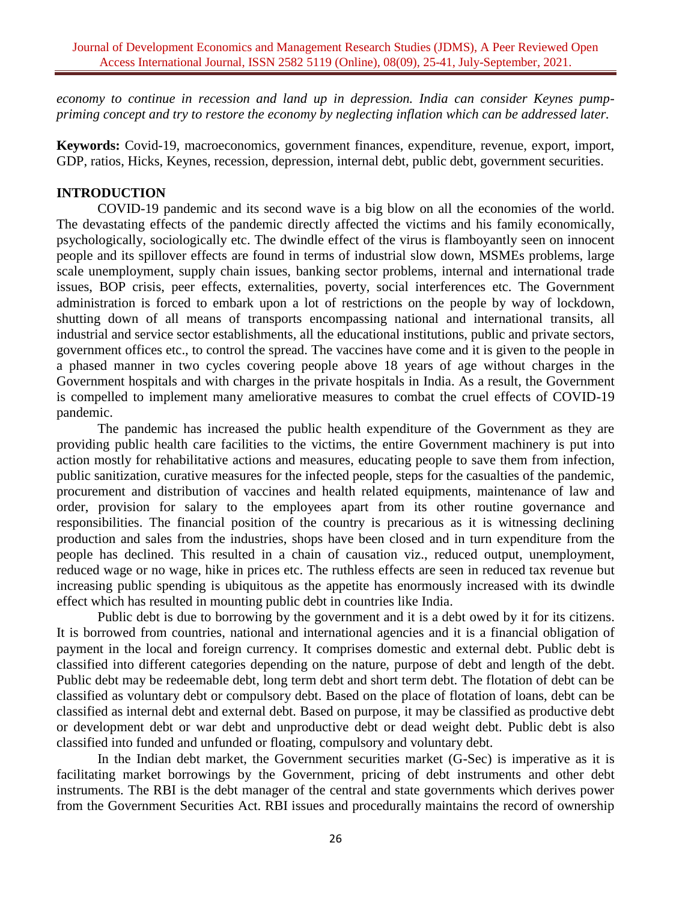*economy to continue in recession and land up in depression. India can consider Keynes pump-priming concept and try to restore the economy by neglecting inflation which can be addressed later.*

**Keywords:** Covid-19, macroeconomics, government finances, expenditure, revenue, export, import, GDP, ratios, Hicks, Keynes, recession, depression, internal debt, public debt, government securities.

## INTRODUCTION

COVID-19 pandemic and its second wave is a big blow on all the economies of the world. The devastating effects of the pandemic directly affected the victims and his family economically, psychologically, sociologically etc. The dwindle effect of the virus is flamboyantly seen on innocent people and its spillover effects are found in terms of industrial slow down, MSMEs problems, large scale unemployment, supply chain issues, banking sector problems, internal and international trade issues, BOP crisis, peer effects, externalities, poverty, social interferences etc. The Government administration is forced to embark upon a lot of restrictions on the people by way of lockdown, shutting down of all means of transports encompassing national and international transits, all industrial and service sector establishments, all the educational institutions, public and private sectors, government offices etc., to control the spread. The vaccines have come and it is given to the people in a phased manner in two cycles covering people above 18 years of age without charges in the Government hospitals and with charges in the private hospitals in India. As a result, the Government is compelled to implement many ameliorative measures to combat the cruel effects of COVID-19 pandemic.

The pandemic has increased the public health expenditure of the Government as they are providing public health care facilities to the victims, the entire Government machinery is put into action mostly for rehabilitative actions and measures, educating people to save them from infection, public sanitization, curative measures for the infected people, steps for the casualties of the pandemic, procurement and distribution of vaccines and health related equipments, maintenance of law and order, provision for salary to the employees apart from its other routine governance and responsibilities. The financial position of the country is precarious as it is witnessing declining production and sales from the industries, shops have been closed and in turn expenditure from the people has declined. This resulted in a chain of causation viz., reduced output, unemployment, reduced wage or no wage, hike in prices etc. The ruthless effects are seen in reduced tax revenue but increasing public spending is ubiquitous as the appetite has enormously increased with its dwindle effect which has resulted in mounting public debt in countries like India.

Public debt is due to borrowing by the government and it is a debt owed by it for its citizens. It is borrowed from countries, national and international agencies and it is a financial obligation of payment in the local and foreign currency. It comprises domestic and external debt. Public debt is classified into different categories depending on the nature, purpose of debt and length of the debt. Public debt may be redeemable debt, long term debt and short term debt. The flotation of debt can be classified as voluntary debt or compulsory debt. Based on the place of flotation of loans, debt can be classified as internal debt and external debt. Based on purpose, it may be classified as productive debt or development debt or war debt and unproductive debt or dead weight debt. Public debt is also classified into funded and unfunded or floating, compulsory and voluntary debt.

In the Indian debt market, the Government securities market (G-Sec) is imperative as it is facilitating market borrowings by the Government, pricing of debt instruments and other debt instruments. The RBI is the debt manager of the central and state governments which derives power from the Government Securities Act. RBI issues and procedurally maintains the record of ownership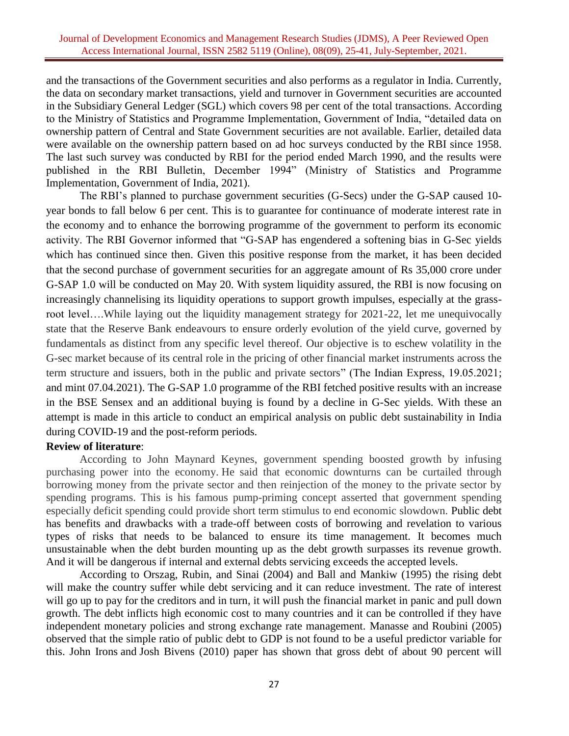and the transactions of the Government securities and also performs as a regulator in India. Currently, the data on secondary market transactions, yield and turnover in Government securities are accounted in the Subsidiary General Ledger (SGL) which covers 98 per cent of the total transactions. According to the Ministry of Statistics and Programme Implementation, Government of India, "detailed data on ownership pattern of Central and State Government securities are not available. Earlier, detailed data were available on the ownership pattern based on ad hoc surveys conducted by the RBI since 1958. The last such survey was conducted by RBI for the period ended March 1990, and the results were published in the RBI Bulletin, December 1994" (Ministry of Statistics and Programme Implementation, Government of India, 2021).

The RBI's planned to purchase government securities (G-Secs) under the G-SAP caused 10-year bonds to fall below 6 per cent. This is to guarantee for continuance of moderate interest rate in the economy and to enhance the borrowing programme of the government to perform its economic activity. The RBI Governor informed that "G-SAP has engendered a softening bias in G-Sec yields which has continued since then. Given this positive response from the market, it has been decided that the second purchase of government securities for an aggregate amount of Rs 35,000 crore under G-SAP 1.0 will be conducted on May 20. With system liquidity assured, the RBI is now focusing on increasingly channelising its liquidity operations to support growth impulses, especially at the grass-root level….While laying out the liquidity management strategy for 2021-22, let me unequivocally state that the Reserve Bank endeavours to ensure orderly evolution of the yield curve, governed by fundamentals as distinct from any specific level thereof. Our objective is to eschew volatility in the G-sec market because of its central role in the pricing of other financial market instruments across the term structure and issuers, both in the public and private sectors" (The Indian Express, 19.05.2021; and mint 07.04.2021). The G-SAP 1.0 programme of the RBI fetched positive results with an increase in the BSE Sensex and an additional buying is found by a decline in G-Sec yields. With these an attempt is made in this article to conduct an empirical analysis on public debt sustainability in India during COVID-19 and the post-reform periods.

**Review of literature**:

According to John Maynard Keynes, government spending boosted growth by infusing purchasing power into the economy. He said that economic downturns can be curtailed through borrowing money from the private sector and then reinjection of the money to the private sector by spending programs. This is his famous pump-priming concept asserted that government spending especially deficit spending could provide short term stimulus to end economic slowdown. Public debt has benefits and drawbacks with a trade-off between costs of borrowing and revelation to various types of risks that needs to be balanced to ensure its time management. It becomes much unsustainable when the debt burden mounting up as the debt growth surpasses its revenue growth. And it will be dangerous if internal and external debts servicing exceeds the accepted levels.

According to Orszag, Rubin, and Sinai (2004) and Ball and Mankiw (1995) the rising debt will make the country suffer while debt servicing and it can reduce investment. The rate of interest will go up to pay for the creditors and in turn, it will push the financial market in panic and pull down growth. The debt inflicts high economic cost to many countries and it can be controlled if they have independent monetary policies and strong exchange rate management. Manasse and Roubini (2005) observed that the simple ratio of public debt to GDP is not found to be a useful predictor variable for this. John Irons and Josh Bivens (2010) paper has shown that gross debt of about 90 percent will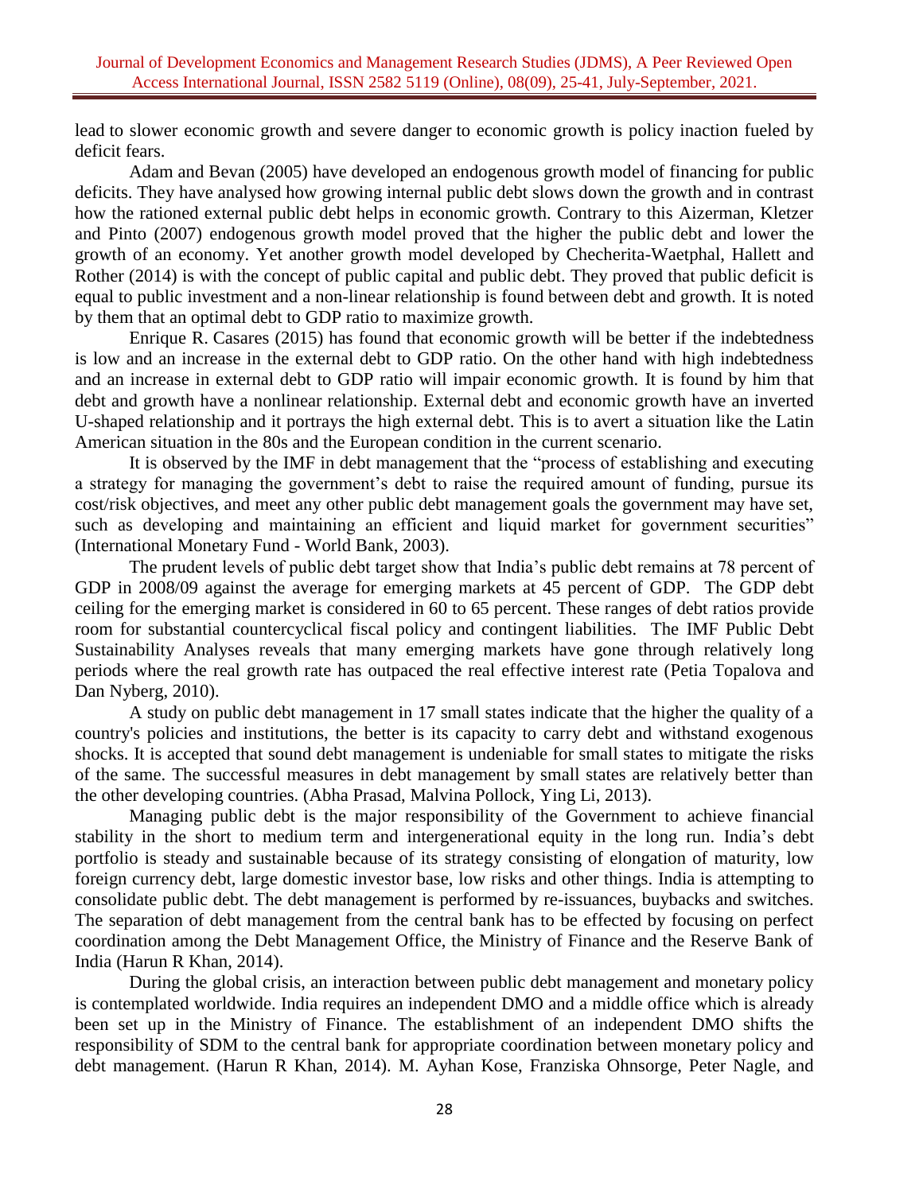lead to slower economic growth and severe danger to economic growth is policy inaction fueled by deficit fears.

Adam and Bevan (2005) have developed an endogenous growth model of financing for public deficits. They have analysed how growing internal public debt slows down the growth and in contrast how the rationed external public debt helps in economic growth. Contrary to this Aizerman, Kletzer and Pinto (2007) endogenous growth model proved that the higher the public debt and lower the growth of an economy. Yet another growth model developed by Checherita-Waetphal, Hallett and Rother (2014) is with the concept of public capital and public debt. They proved that public deficit is equal to public investment and a non-linear relationship is found between debt and growth. It is noted by them that an optimal debt to GDP ratio to maximize growth.

Enrique R. Casares (2015) has found that economic growth will be better if the indebtedness is low and an increase in the external debt to GDP ratio. On the other hand with high indebtedness and an increase in external debt to GDP ratio will impair economic growth. It is found by him that debt and growth have a nonlinear relationship. External debt and economic growth have an inverted U-shaped relationship and it portrays the high external debt. This is to avert a situation like the Latin American situation in the 80s and the European condition in the current scenario.

It is observed by the IMF in debt management that the "process of establishing and executing a strategy for managing the government's debt to raise the required amount of funding, pursue its cost/risk objectives, and meet any other public debt management goals the government may have set, such as developing and maintaining an efficient and liquid market for government securities" (International Monetary Fund - World Bank, 2003).

The prudent levels of public debt target show that India's public debt remains at 78 percent of GDP in 2008/09 against the average for emerging markets at 45 percent of GDP. The GDP debt ceiling for the emerging market is considered in 60 to 65 percent. These ranges of debt ratios provide room for substantial countercyclical fiscal policy and contingent liabilities. The IMF Public Debt Sustainability Analyses reveals that many emerging markets have gone through relatively long periods where the real growth rate has outpaced the real effective interest rate (Petia Topalova and Dan Nyberg, 2010).

A study on public debt management in 17 small states indicate that the higher the quality of a country's policies and institutions, the better is its capacity to carry debt and withstand exogenous shocks. It is accepted that sound debt management is undeniable for small states to mitigate the risks of the same. The successful measures in debt management by small states are relatively better than the other developing countries. (Abha Prasad, Malvina Pollock, Ying Li, 2013).

Managing public debt is the major responsibility of the Government to achieve financial stability in the short to medium term and intergenerational equity in the long run. India's debt portfolio is steady and sustainable because of its strategy consisting of elongation of maturity, low foreign currency debt, large domestic investor base, low risks and other things. India is attempting to consolidate public debt. The debt management is performed by re-issuances, buybacks and switches. The separation of debt management from the central bank has to be effected by focusing on perfect coordination among the Debt Management Office, the Ministry of Finance and the Reserve Bank of India (Harun R Khan, 2014).

During the global crisis, an interaction between public debt management and monetary policy is contemplated worldwide. India requires an independent DMO and a middle office which is already been set up in the Ministry of Finance. The establishment of an independent DMO shifts the responsibility of SDM to the central bank for appropriate coordination between monetary policy and debt management. (Harun R Khan, 2014). M. Ayhan Kose, Franziska Ohnsorge, Peter Nagle, and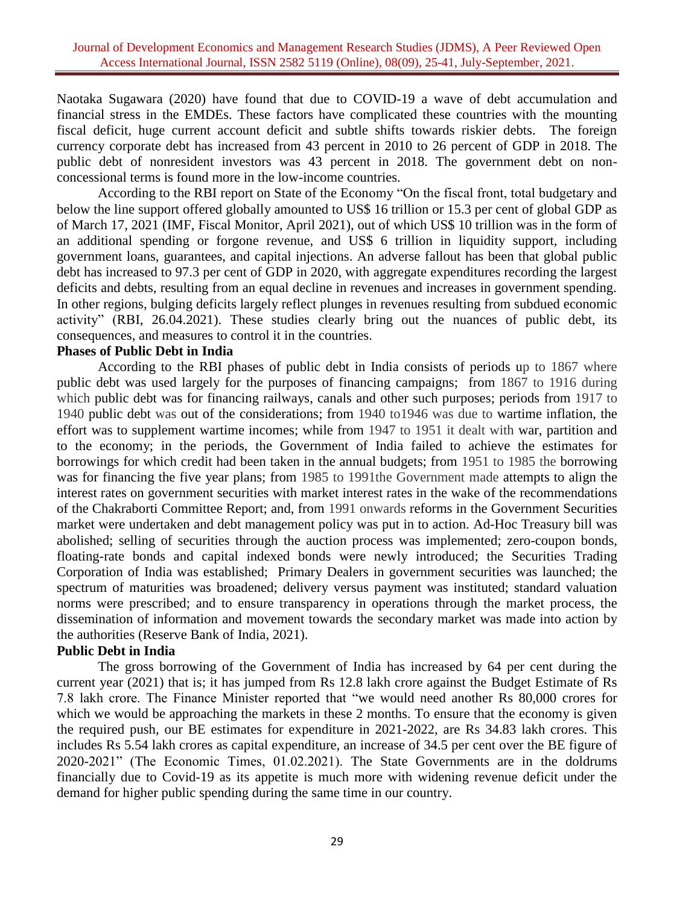Naotaka Sugawara (2020) have found that due to COVID-19 a wave of debt accumulation and financial stress in the EMDEs. These factors have complicated these countries with the mounting fiscal deficit, huge current account deficit and subtle shifts towards riskier debts. The foreign currency corporate debt has increased from 43 percent in 2010 to 26 percent of GDP in 2018. The public debt of nonresident investors was 43 percent in 2018. The government debt on non-concessional terms is found more in the low-income countries.

According to the RBI report on State of the Economy "On the fiscal front, total budgetary and below the line support offered globally amounted to US$ 16 trillion or 15.3 per cent of global GDP as of March 17, 2021 (IMF, Fiscal Monitor, April 2021), out of which US$ 10 trillion was in the form of an additional spending or forgone revenue, and US$ 6 trillion in liquidity support, including government loans, guarantees, and capital injections. An adverse fallout has been that global public debt has increased to 97.3 per cent of GDP in 2020, with aggregate expenditures recording the largest deficits and debts, resulting from an equal decline in revenues and increases in government spending. In other regions, bulging deficits largely reflect plunges in revenues resulting from subdued economic activity" (RBI, 26.04.2021). These studies clearly bring out the nuances of public debt, its consequences, and measures to control it in the countries.

**Phases of Public Debt in India**

According to the RBI phases of public debt in India consists of periods up to 1867 where public debt was used largely for the purposes of financing campaigns; from 1867 to 1916 during which public debt was for financing railways, canals and other such purposes; periods from 1917 to 1940 public debt was out of the considerations; from 1940 to1946 was due to wartime inflation, the effort was to supplement wartime incomes; while from 1947 to 1951 it dealt with war, partition and to the economy; in the periods, the Government of India failed to achieve the estimates for borrowings for which credit had been taken in the annual budgets; from 1951 to 1985 the borrowing was for financing the five year plans; from 1985 to 1991the Government made attempts to align the interest rates on government securities with market interest rates in the wake of the recommendations of the Chakraborti Committee Report; and, from 1991 onwards reforms in the Government Securities market were undertaken and debt management policy was put in to action. Ad-Hoc Treasury bill was abolished; selling of securities through the auction process was implemented; zero-coupon bonds, floating-rate bonds and capital indexed bonds were newly introduced; the Securities Trading Corporation of India was established; Primary Dealers in government securities was launched; the spectrum of maturities was broadened; delivery versus payment was instituted; standard valuation norms were prescribed; and to ensure transparency in operations through the market process, the dissemination of information and movement towards the secondary market was made into action by the authorities (Reserve Bank of India, 2021).

**Public Debt in India**

The gross borrowing of the Government of India has increased by 64 per cent during the current year (2021) that is; it has jumped from Rs 12.8 lakh crore against the Budget Estimate of Rs 7.8 lakh crore. The Finance Minister reported that "we would need another Rs 80,000 crores for which we would be approaching the markets in these 2 months. To ensure that the economy is given the required push, our BE estimates for expenditure in 2021-2022, are Rs 34.83 lakh crores. This includes Rs 5.54 lakh crores as capital expenditure, an increase of 34.5 per cent over the BE figure of 2020-2021" (The Economic Times, 01.02.2021). The State Governments are in the doldrums financially due to Covid-19 as its appetite is much more with widening revenue deficit under the demand for higher public spending during the same time in our country.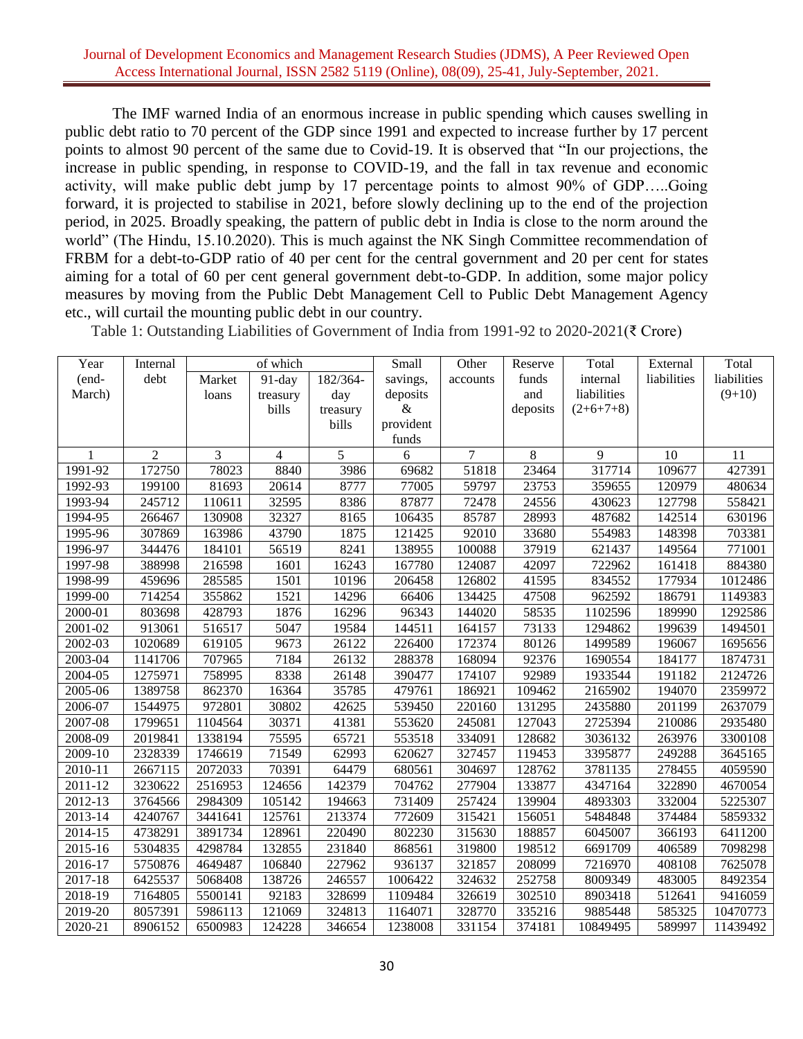The IMF warned India of an enormous increase in public spending which causes swelling in public debt ratio to 70 percent of the GDP since 1991 and expected to increase further by 17 percent points to almost 90 percent of the same due to Covid-19. It is observed that "In our projections, the increase in public spending, in response to COVID-19, and the fall in tax revenue and economic activity, will make public debt jump by 17 percentage points to almost 90% of GDP…..Going forward, it is projected to stabilise in 2021, before slowly declining up to the end of the projection period, in 2025. Broadly speaking, the pattern of public debt in India is close to the norm around the world" (The Hindu, 15.10.2020). This is much against the NK Singh Committee recommendation of FRBM for a debt-to-GDP ratio of 40 per cent for the central government and 20 per cent for states aiming for a total of 60 per cent general government debt-to-GDP. In addition, some major policy measures by moving from the Public Debt Management Cell to Public Debt Management Agency etc., will curtail the mounting public debt in our country.

Table 1: Outstanding Liabilities of Government of India from 1991-92 to 2020-2021(₹ Crore)

| Year (end-March) | Internal debt | of which | | | Small savings, deposits & provident funds | Other accounts | Reserve funds and deposits | Total internal liabilities (2+6+7+8) | External liabilities | Total liabilities (9+10) |
|---|---|---|---|---|---|---|---|---|---|---|
| | | Market loans | 91-day treasury bills | 182/364-day treasury bills | | | | | | |
| 1 | 2 | 3 | 4 | 5 | 6 | 7 | 8 | 9 | 10 | 11 |
| 1991-92 | 172750 | 78023 | 8840 | 3986 | 69682 | 51818 | 23464 | 317714 | 109677 | 427391 |
| 1992-93 | 199100 | 81693 | 20614 | 8777 | 77005 | 59797 | 23753 | 359655 | 120979 | 480634 |
| 1993-94 | 245712 | 110611 | 32595 | 8386 | 87877 | 72478 | 24556 | 430623 | 127798 | 558421 |
| 1994-95 | 266467 | 130908 | 32327 | 8165 | 106435 | 85787 | 28993 | 487682 | 142514 | 630196 |
| 1995-96 | 307869 | 163986 | 43790 | 1875 | 121425 | 92010 | 33680 | 554983 | 148398 | 703381 |
| 1996-97 | 344476 | 184101 | 56519 | 8241 | 138955 | 100088 | 37919 | 621437 | 149564 | 771001 |
| 1997-98 | 388998 | 216598 | 1601 | 16243 | 167780 | 124087 | 42097 | 722962 | 161418 | 884380 |
| 1998-99 | 459696 | 285585 | 1501 | 10196 | 206458 | 126802 | 41595 | 834552 | 177934 | 1012486 |
| 1999-00 | 714254 | 355862 | 1521 | 14296 | 66406 | 134425 | 47508 | 962592 | 186791 | 1149383 |
| 2000-01 | 803698 | 428793 | 1876 | 16296 | 96343 | 144020 | 58535 | 1102596 | 189990 | 1292586 |
| 2001-02 | 913061 | 516517 | 5047 | 19584 | 144511 | 164157 | 73133 | 1294862 | 199639 | 1494501 |
| 2002-03 | 1020689 | 619105 | 9673 | 26122 | 226400 | 172374 | 80126 | 1499589 | 196067 | 1695656 |
| 2003-04 | 1141706 | 707965 | 7184 | 26132 | 288378 | 168094 | 92376 | 1690554 | 184177 | 1874731 |
| 2004-05 | 1275971 | 758995 | 8338 | 26148 | 390477 | 174107 | 92989 | 1933544 | 191182 | 2124726 |
| 2005-06 | 1389758 | 862370 | 16364 | 35785 | 479761 | 186921 | 109462 | 2165902 | 194070 | 2359972 |
| 2006-07 | 1544975 | 972801 | 30802 | 42625 | 539450 | 220160 | 131295 | 2435880 | 201199 | 2637079 |
| 2007-08 | 1799651 | 1104564 | 30371 | 41381 | 553620 | 245081 | 127043 | 2725394 | 210086 | 2935480 |
| 2008-09 | 2019841 | 1338194 | 75595 | 65721 | 553518 | 334091 | 128682 | 3036132 | 263976 | 3300108 |
| 2009-10 | 2328339 | 1746619 | 71549 | 62993 | 620627 | 327457 | 119453 | 3395877 | 249288 | 3645165 |
| 2010-11 | 2667115 | 2072033 | 70391 | 64479 | 680561 | 304697 | 128762 | 3781135 | 278455 | 4059590 |
| 2011-12 | 3230622 | 2516953 | 124656 | 142379 | 704762 | 277904 | 133877 | 4347164 | 322890 | 4670054 |
| 2012-13 | 3764566 | 2984309 | 105142 | 194663 | 731409 | 257424 | 139904 | 4893303 | 332004 | 5225307 |
| 2013-14 | 4240767 | 3441641 | 125761 | 213374 | 772609 | 315421 | 156051 | 5484848 | 374484 | 5859332 |
| 2014-15 | 4738291 | 3891734 | 128961 | 220490 | 802230 | 315630 | 188857 | 6045007 | 366193 | 6411200 |
| 2015-16 | 5304835 | 4298784 | 132855 | 231840 | 868561 | 319800 | 198512 | 6691709 | 406589 | 7098298 |
| 2016-17 | 5750876 | 4649487 | 106840 | 227962 | 936137 | 321857 | 208099 | 7216970 | 408108 | 7625078 |
| 2017-18 | 6425537 | 5068408 | 138726 | 246557 | 1006422 | 324632 | 252758 | 8009349 | 483005 | 8492354 |
| 2018-19 | 7164805 | 5500141 | 92183 | 328699 | 1109484 | 326619 | 302510 | 8903418 | 512641 | 9416059 |
| 2019-20 | 8057391 | 5986113 | 121069 | 324813 | 1164071 | 328770 | 335216 | 9885448 | 585325 | 10470773 |
| 2020-21 | 8906152 | 6500983 | 124228 | 346654 | 1238008 | 331154 | 374181 | 10849495 | 589997 | 11439492 |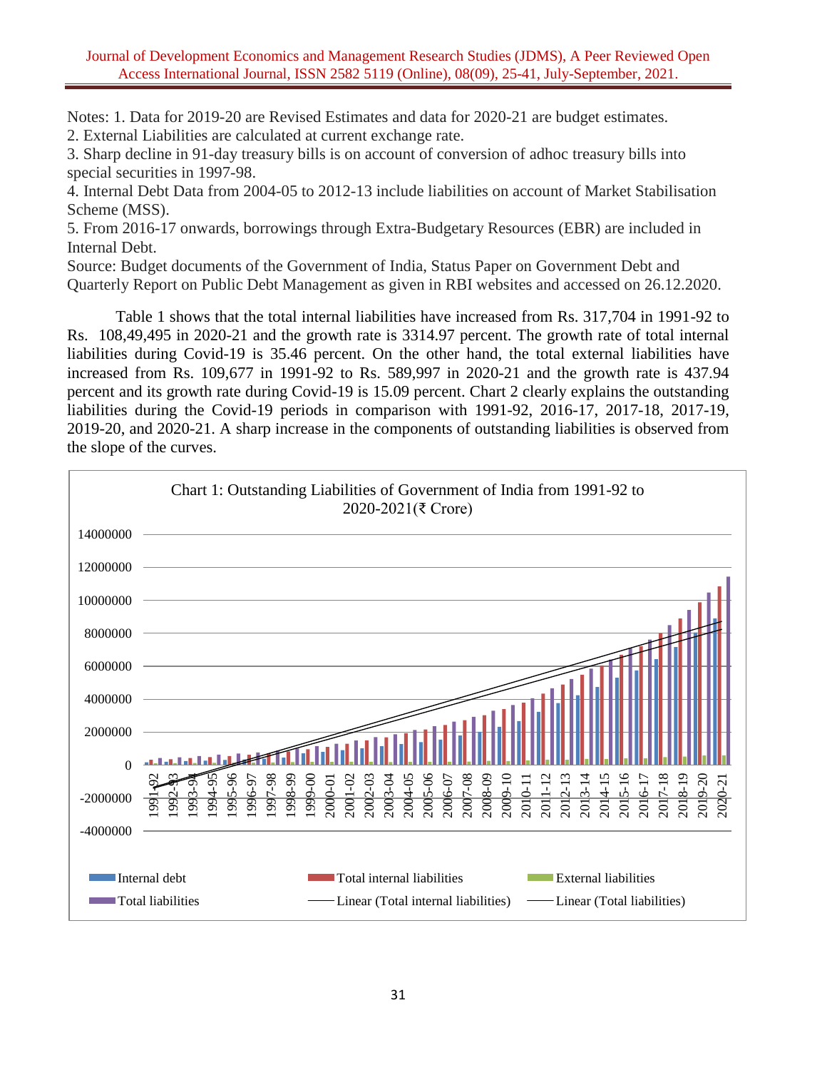Notes: 1. Data for 2019-20 are Revised Estimates and data for 2020-21 are budget estimates.
2. External Liabilities are calculated at current exchange rate.
3. Sharp decline in 91-day treasury bills is on account of conversion of adhoc treasury bills into special securities in 1997-98.
4. Internal Debt Data from 2004-05 to 2012-13 include liabilities on account of Market Stabilisation Scheme (MSS).
5. From 2016-17 onwards, borrowings through Extra-Budgetary Resources (EBR) are included in Internal Debt.
Source: Budget documents of the Government of India, Status Paper on Government Debt and Quarterly Report on Public Debt Management as given in RBI websites and accessed on 26.12.2020.

Table 1 shows that the total internal liabilities have increased from Rs. 317,704 in 1991-92 to Rs. 108,49,495 in 2020-21 and the growth rate is 3314.97 percent. The growth rate of total internal liabilities during Covid-19 is 35.46 percent. On the other hand, the total external liabilities have increased from Rs. 109,677 in 1991-92 to Rs. 589,997 in 2020-21 and the growth rate is 437.94 percent and its growth rate during Covid-19 is 15.09 percent. Chart 2 clearly explains the outstanding liabilities during the Covid-19 periods in comparison with 1991-92, 2016-17, 2017-18, 2017-19, 2019-20, and 2020-21. A sharp increase in the components of outstanding liabilities is observed from the slope of the curves.

Chart 1: Outstanding Liabilities of Government of India from 1991-92 to 2020-2021(₹ Crore)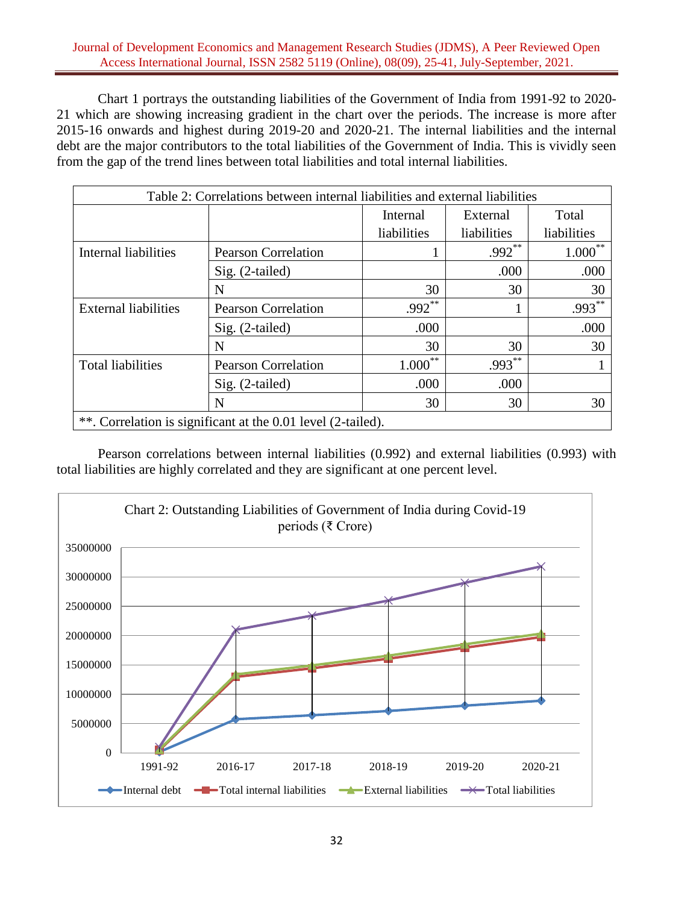Chart 1 portrays the outstanding liabilities of the Government of India from 1991-92 to 2020-21 which are showing increasing gradient in the chart over the periods. The increase is more after 2015-16 onwards and highest during 2019-20 and 2020-21. The internal liabilities and the internal debt are the major contributors to the total liabilities of the Government of India. This is vividly seen from the gap of the trend lines between total liabilities and total internal liabilities.

Table 2: Correlations between internal liabilities and external liabilities

| | | Internal liabilities | External liabilities | Total liabilities |
|---|---|---|---|---|
| Internal liabilities | Pearson Correlation | 1 | .992** | 1.000** |
| | Sig. (2-tailed) | | .000 | .000 |
| | N | 30 | 30 | 30 |
| External liabilities | Pearson Correlation | .992** | 1 | .993** |
| | Sig. (2-tailed) | .000 | | .000 |
| | N | 30 | 30 | 30 |
| Total liabilities | Pearson Correlation | 1.000** | .993** | 1 |
| | Sig. (2-tailed) | .000 | .000 | |
| | N | 30 | 30 | 30 |

**. Correlation is significant at the 0.01 level (2-tailed).

Pearson correlations between internal liabilities (0.992) and external liabilities (0.993) with total liabilities are highly correlated and they are significant at one percent level.

Chart 2: Outstanding Liabilities of Government of India during Covid-19 periods (₹ Crore)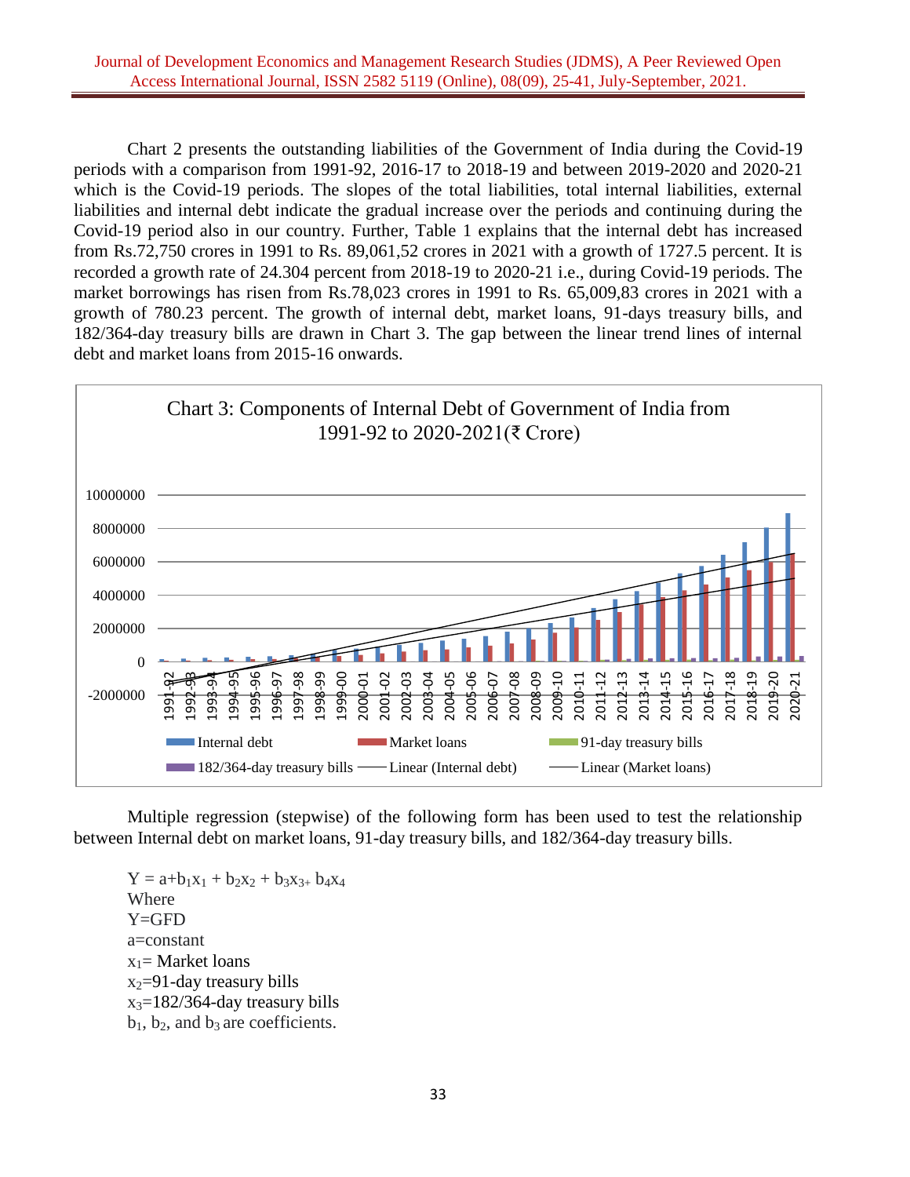Chart 2 presents the outstanding liabilities of the Government of India during the Covid-19 periods with a comparison from 1991-92, 2016-17 to 2018-19 and between 2019-2020 and 2020-21 which is the Covid-19 periods. The slopes of the total liabilities, total internal liabilities, external liabilities and internal debt indicate the gradual increase over the periods and continuing during the Covid-19 period also in our country. Further, Table 1 explains that the internal debt has increased from Rs.72,750 crores in 1991 to Rs. 89,061,52 crores in 2021 with a growth of 1727.5 percent. It is recorded a growth rate of 24.304 percent from 2018-19 to 2020-21 i.e., during Covid-19 periods. The market borrowings has risen from Rs.78,023 crores in 1991 to Rs. 65,009,83 crores in 2021 with a growth of 780.23 percent. The growth of internal debt, market loans, 91-days treasury bills, and 182/364-day treasury bills are drawn in Chart 3. The gap between the linear trend lines of internal debt and market loans from 2015-16 onwards.

Chart 3: Components of Internal Debt of Government of India from 1991-92 to 2020-2021(₹ Crore)

Multiple regression (stepwise) of the following form has been used to test the relationship between Internal debt on market loans, 91-day treasury bills, and 182/364-day treasury bills.

$Y = a+b_1x_1 + b_2x_2 + b_3x_{3+}\ b_4x_4$

Where

Y=GFD

a=constant

$x_1$= Market loans

$x_2$=91-day treasury bills

$x_3$=182/364-day treasury bills

$b_1$, $b_2$, and $b_3$ are coefficients.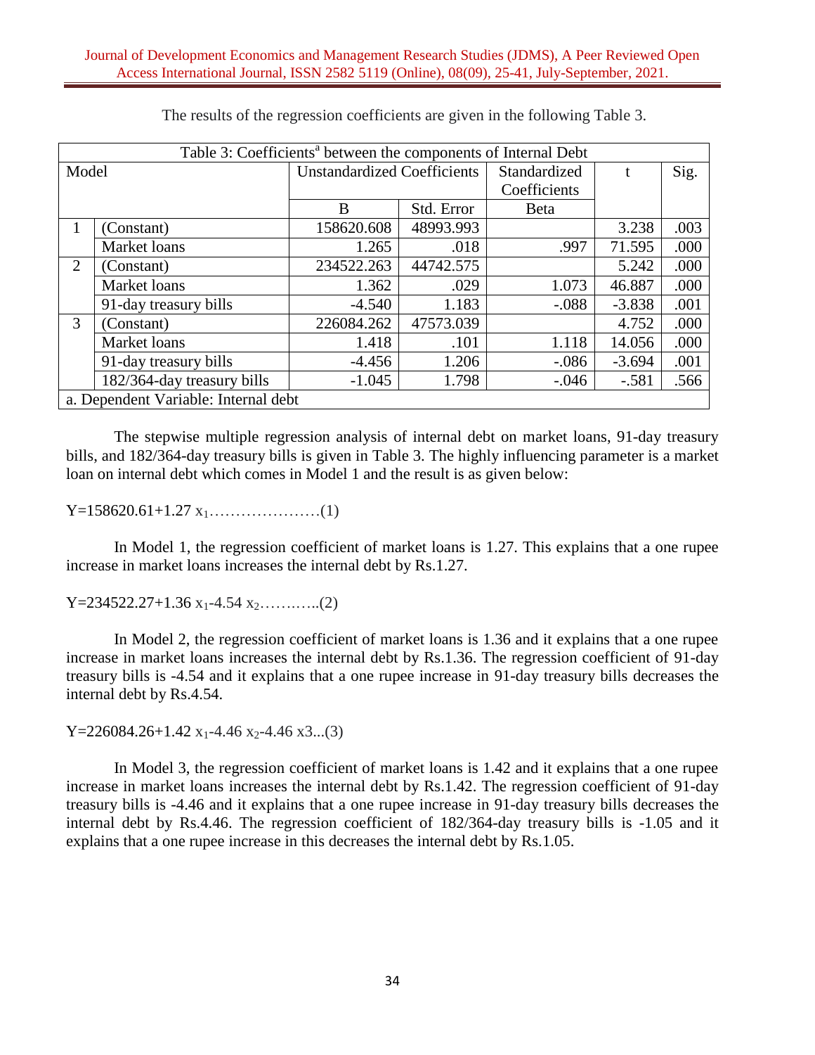The results of the regression coefficients are given in the following Table 3.

| Table 3: Coefficients[a] between the components of Internal Debt | | | | | | |
|---|---|---|---|---|---|---|
| Model | | Unstandardized Coefficients | | Standardized Coefficients | t | Sig. |
| | | B | Std. Error | Beta | | |
| 1 | (Constant) | 158620.608 | 48993.993 | | 3.238 | .003 |
| | Market loans | 1.265 | .018 | .997 | 71.595 | .000 |
| 2 | (Constant) | 234522.263 | 44742.575 | | 5.242 | .000 |
| | Market loans | 1.362 | .029 | 1.073 | 46.887 | .000 |
| | 91-day treasury bills | -4.540 | 1.183 | -.088 | -3.838 | .001 |
| 3 | (Constant) | 226084.262 | 47573.039 | | 4.752 | .000 |
| | Market loans | 1.418 | .101 | 1.118 | 14.056 | .000 |
| | 91-day treasury bills | -4.456 | 1.206 | -.086 | -3.694 | .001 |
| | 182/364-day treasury bills | -1.045 | 1.798 | -.046 | -.581 | .566 |
| a. Dependent Variable: Internal debt | | | | | | |

The stepwise multiple regression analysis of internal debt on market loans, 91-day treasury bills, and 182/364-day treasury bills is given in Table 3. The highly influencing parameter is a market loan on internal debt which comes in Model 1 and the result is as given below:

$Y=158620.61+1.27\ x_1$…………………(1)

In Model 1, the regression coefficient of market loans is 1.27. This explains that a one rupee increase in market loans increases the internal debt by Rs.1.27.

$Y=234522.27+1.36\ x_1-4.54\ x_2$………..(2)

In Model 2, the regression coefficient of market loans is 1.36 and it explains that a one rupee increase in market loans increases the internal debt by Rs.1.36. The regression coefficient of 91-day treasury bills is -4.54 and it explains that a one rupee increase in 91-day treasury bills decreases the internal debt by Rs.4.54.

$Y=226084.26+1.42\ x_1-4.46\ x_2-4.46\ x3$...(3)

In Model 3, the regression coefficient of market loans is 1.42 and it explains that a one rupee increase in market loans increases the internal debt by Rs.1.42. The regression coefficient of 91-day treasury bills is -4.46 and it explains that a one rupee increase in 91-day treasury bills decreases the internal debt by Rs.4.46. The regression coefficient of 182/364-day treasury bills is -1.05 and it explains that a one rupee increase in this decreases the internal debt by Rs.1.05.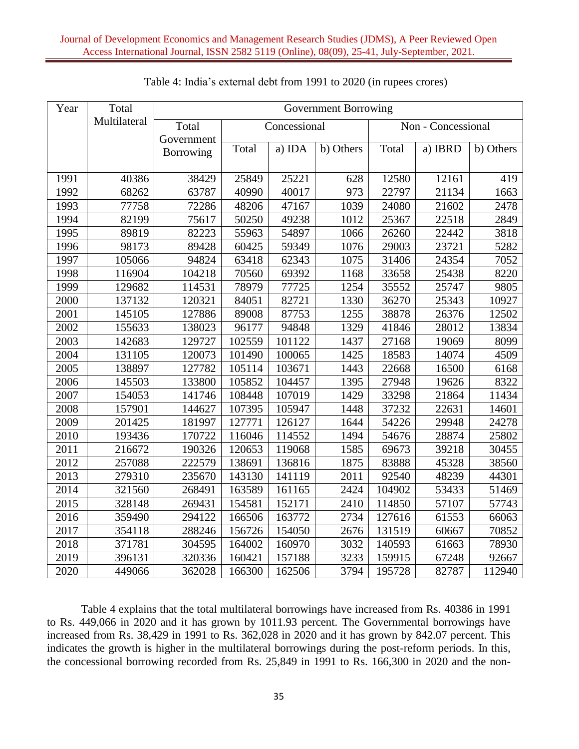Table 4: India's external debt from 1991 to 2020 (in rupees crores)

| Year | Total Multilateral | Government Borrowing | | | | | | |
|---|---|---|---|---|---|---|---|---|
| | | Total Government Borrowing | Concessional | | | Non - Concessional | | |
| | | | Total | a) IDA | b) Others | Total | a) IBRD | b) Others |
| 1991 | 40386 | 38429 | 25849 | 25221 | 628 | 12580 | 12161 | 419 |
| 1992 | 68262 | 63787 | 40990 | 40017 | 973 | 22797 | 21134 | 1663 |
| 1993 | 77758 | 72286 | 48206 | 47167 | 1039 | 24080 | 21602 | 2478 |
| 1994 | 82199 | 75617 | 50250 | 49238 | 1012 | 25367 | 22518 | 2849 |
| 1995 | 89819 | 82223 | 55963 | 54897 | 1066 | 26260 | 22442 | 3818 |
| 1996 | 98173 | 89428 | 60425 | 59349 | 1076 | 29003 | 23721 | 5282 |
| 1997 | 105066 | 94824 | 63418 | 62343 | 1075 | 31406 | 24354 | 7052 |
| 1998 | 116904 | 104218 | 70560 | 69392 | 1168 | 33658 | 25438 | 8220 |
| 1999 | 129682 | 114531 | 78979 | 77725 | 1254 | 35552 | 25747 | 9805 |
| 2000 | 137132 | 120321 | 84051 | 82721 | 1330 | 36270 | 25343 | 10927 |
| 2001 | 145105 | 127886 | 89008 | 87753 | 1255 | 38878 | 26376 | 12502 |
| 2002 | 155633 | 138023 | 96177 | 94848 | 1329 | 41846 | 28012 | 13834 |
| 2003 | 142683 | 129727 | 102559 | 101122 | 1437 | 27168 | 19069 | 8099 |
| 2004 | 131105 | 120073 | 101490 | 100065 | 1425 | 18583 | 14074 | 4509 |
| 2005 | 138897 | 127782 | 105114 | 103671 | 1443 | 22668 | 16500 | 6168 |
| 2006 | 145503 | 133800 | 105852 | 104457 | 1395 | 27948 | 19626 | 8322 |
| 2007 | 154053 | 141746 | 108448 | 107019 | 1429 | 33298 | 21864 | 11434 |
| 2008 | 157901 | 144627 | 107395 | 105947 | 1448 | 37232 | 22631 | 14601 |
| 2009 | 201425 | 181997 | 127771 | 126127 | 1644 | 54226 | 29948 | 24278 |
| 2010 | 193436 | 170722 | 116046 | 114552 | 1494 | 54676 | 28874 | 25802 |
| 2011 | 216672 | 190326 | 120653 | 119068 | 1585 | 69673 | 39218 | 30455 |
| 2012 | 257088 | 222579 | 138691 | 136816 | 1875 | 83888 | 45328 | 38560 |
| 2013 | 279310 | 235670 | 143130 | 141119 | 2011 | 92540 | 48239 | 44301 |
| 2014 | 321560 | 268491 | 163589 | 161165 | 2424 | 104902 | 53433 | 51469 |
| 2015 | 328148 | 269431 | 154581 | 152171 | 2410 | 114850 | 57107 | 57743 |
| 2016 | 359490 | 294122 | 166506 | 163772 | 2734 | 127616 | 61553 | 66063 |
| 2017 | 354118 | 288246 | 156726 | 154050 | 2676 | 131519 | 60667 | 70852 |
| 2018 | 371781 | 304595 | 164002 | 160970 | 3032 | 140593 | 61663 | 78930 |
| 2019 | 396131 | 320336 | 160421 | 157188 | 3233 | 159915 | 67248 | 92667 |
| 2020 | 449066 | 362028 | 166300 | 162506 | 3794 | 195728 | 82787 | 112940 |

Table 4 explains that the total multilateral borrowings have increased from Rs. 40386 in 1991 to Rs. 449,066 in 2020 and it has grown by 1011.93 percent. The Governmental borrowings have increased from Rs. 38,429 in 1991 to Rs. 362,028 in 2020 and it has grown by 842.07 percent. This indicates the growth is higher in the multilateral borrowings during the post-reform periods. In this, the concessional borrowing recorded from Rs. 25,849 in 1991 to Rs. 166,300 in 2020 and the non-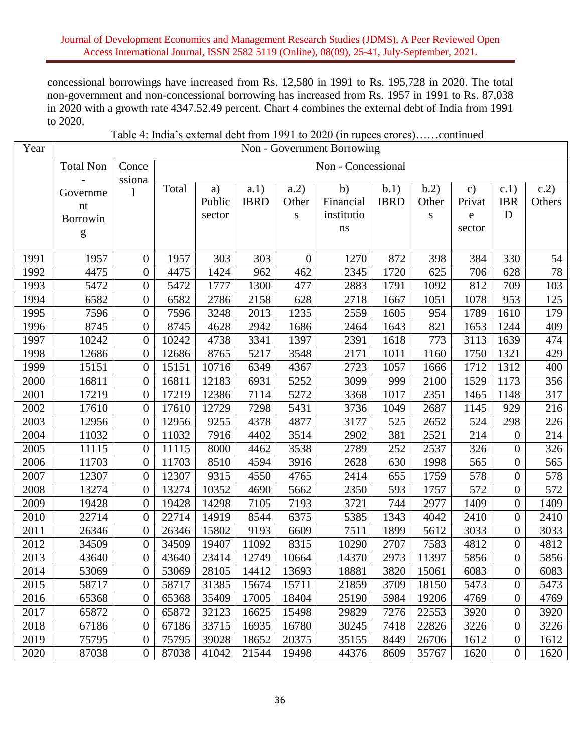concessional borrowings have increased from Rs. 12,580 in 1991 to Rs. 195,728 in 2020. The total non-government and non-concessional borrowing has increased from Rs. 1957 in 1991 to Rs. 87,038 in 2020 with a growth rate 4347.52.49 percent. Chart 4 combines the external debt of India from 1991 to 2020.

Table 4: India's external debt from 1991 to 2020 (in rupees crores)……continued

| Year | Non - Government Borrowing | | | | | | | | | | | |
|---|---|---|---|---|---|---|---|---|---|---|---|---|
| | Total Non - Government Borrowing | Concessional | Non - Concessional | | | | | | | | | |
| | | | Total | a) Public sector | a.1) IBRD | a.2) Others | b) Financial institutions | b.1) IBRD | b.2) Others | c) Private sector | c.1) IBRD | c.2) Others |
| 1991 | 1957 | 0 | 1957 | 303 | 303 | 0 | 1270 | 872 | 398 | 384 | 330 | 54 |
| 1992 | 4475 | 0 | 4475 | 1424 | 962 | 462 | 2345 | 1720 | 625 | 706 | 628 | 78 |
| 1993 | 5472 | 0 | 5472 | 1777 | 1300 | 477 | 2883 | 1791 | 1092 | 812 | 709 | 103 |
| 1994 | 6582 | 0 | 6582 | 2786 | 2158 | 628 | 2718 | 1667 | 1051 | 1078 | 953 | 125 |
| 1995 | 7596 | 0 | 7596 | 3248 | 2013 | 1235 | 2559 | 1605 | 954 | 1789 | 1610 | 179 |
| 1996 | 8745 | 0 | 8745 | 4628 | 2942 | 1686 | 2464 | 1643 | 821 | 1653 | 1244 | 409 |
| 1997 | 10242 | 0 | 10242 | 4738 | 3341 | 1397 | 2391 | 1618 | 773 | 3113 | 1639 | 474 |
| 1998 | 12686 | 0 | 12686 | 8765 | 5217 | 3548 | 2171 | 1011 | 1160 | 1750 | 1321 | 429 |
| 1999 | 15151 | 0 | 15151 | 10716 | 6349 | 4367 | 2723 | 1057 | 1666 | 1712 | 1312 | 400 |
| 2000 | 16811 | 0 | 16811 | 12183 | 6931 | 5252 | 3099 | 999 | 2100 | 1529 | 1173 | 356 |
| 2001 | 17219 | 0 | 17219 | 12386 | 7114 | 5272 | 3368 | 1017 | 2351 | 1465 | 1148 | 317 |
| 2002 | 17610 | 0 | 17610 | 12729 | 7298 | 5431 | 3736 | 1049 | 2687 | 1145 | 929 | 216 |
| 2003 | 12956 | 0 | 12956 | 9255 | 4378 | 4877 | 3177 | 525 | 2652 | 524 | 298 | 226 |
| 2004 | 11032 | 0 | 11032 | 7916 | 4402 | 3514 | 2902 | 381 | 2521 | 214 | 0 | 214 |
| 2005 | 11115 | 0 | 11115 | 8000 | 4462 | 3538 | 2789 | 252 | 2537 | 326 | 0 | 326 |
| 2006 | 11703 | 0 | 11703 | 8510 | 4594 | 3916 | 2628 | 630 | 1998 | 565 | 0 | 565 |
| 2007 | 12307 | 0 | 12307 | 9315 | 4550 | 4765 | 2414 | 655 | 1759 | 578 | 0 | 578 |
| 2008 | 13274 | 0 | 13274 | 10352 | 4690 | 5662 | 2350 | 593 | 1757 | 572 | 0 | 572 |
| 2009 | 19428 | 0 | 19428 | 14298 | 7105 | 7193 | 3721 | 744 | 2977 | 1409 | 0 | 1409 |
| 2010 | 22714 | 0 | 22714 | 14919 | 8544 | 6375 | 5385 | 1343 | 4042 | 2410 | 0 | 2410 |
| 2011 | 26346 | 0 | 26346 | 15802 | 9193 | 6609 | 7511 | 1899 | 5612 | 3033 | 0 | 3033 |
| 2012 | 34509 | 0 | 34509 | 19407 | 11092 | 8315 | 10290 | 2707 | 7583 | 4812 | 0 | 4812 |
| 2013 | 43640 | 0 | 43640 | 23414 | 12749 | 10664 | 14370 | 2973 | 11397 | 5856 | 0 | 5856 |
| 2014 | 53069 | 0 | 53069 | 28105 | 14412 | 13693 | 18881 | 3820 | 15061 | 6083 | 0 | 6083 |
| 2015 | 58717 | 0 | 58717 | 31385 | 15674 | 15711 | 21859 | 3709 | 18150 | 5473 | 0 | 5473 |
| 2016 | 65368 | 0 | 65368 | 35409 | 17005 | 18404 | 25190 | 5984 | 19206 | 4769 | 0 | 4769 |
| 2017 | 65872 | 0 | 65872 | 32123 | 16625 | 15498 | 29829 | 7276 | 22553 | 3920 | 0 | 3920 |
| 2018 | 67186 | 0 | 67186 | 33715 | 16935 | 16780 | 30245 | 7418 | 22826 | 3226 | 0 | 3226 |
| 2019 | 75795 | 0 | 75795 | 39028 | 18652 | 20375 | 35155 | 8449 | 26706 | 1612 | 0 | 1612 |
| 2020 | 87038 | 0 | 87038 | 41042 | 21544 | 19498 | 44376 | 8609 | 35767 | 1620 | 0 | 1620 |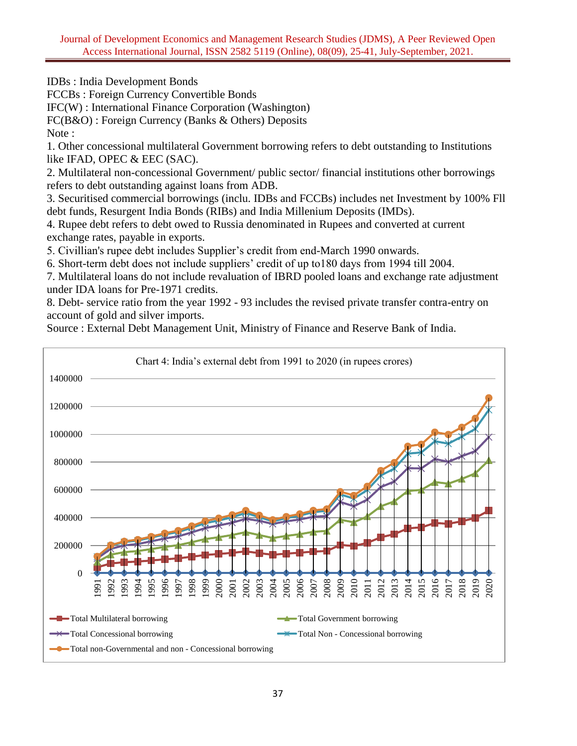IDBs : India Development Bonds

FCCBs : Foreign Currency Convertible Bonds

IFC(W) : International Finance Corporation (Washington)

FC(B&O) : Foreign Currency (Banks & Others) Deposits

Note :

1. Other concessional multilateral Government borrowing refers to debt outstanding to Institutions like IFAD, OPEC & EEC (SAC).
2. Multilateral non-concessional Government/ public sector/ financial institutions other borrowings refers to debt outstanding against loans from ADB.
3. Securitised commercial borrowings (inclu. IDBs and FCCBs) includes net Investment by 100% FII debt funds, Resurgent India Bonds (RIBs) and India Millenium Deposits (IMDs).
4. Rupee debt refers to debt owed to Russia denominated in Rupees and converted at current exchange rates, payable in exports.
5. Civillian's rupee debt includes Supplier's credit from end-March 1990 onwards.
6. Short-term debt does not include suppliers' credit of up to180 days from 1994 till 2004.
7. Multilateral loans do not include revaluation of IBRD pooled loans and exchange rate adjustment under IDA loans for Pre-1971 credits.
8. Debt- service ratio from the year 1992 - 93 includes the revised private transfer contra-entry on account of gold and silver imports.

Source : External Debt Management Unit, Ministry of Finance and Reserve Bank of India.

Chart 4: India's external debt from 1991 to 2020 (in rupees crores)

Legend: Total Multilateral borrowing; Total Government borrowing; Total Concessional borrowing; Total Non - Concessional borrowing; Total non-Governmental and non - Concessional borrowing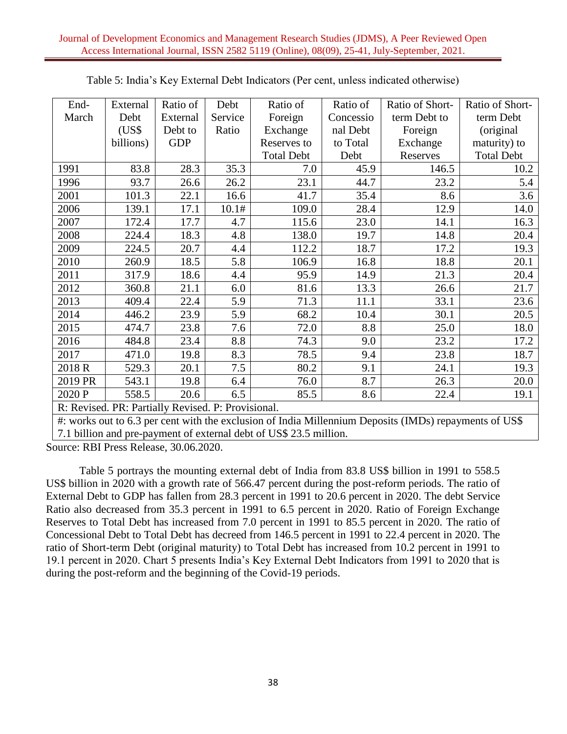Table 5: India's Key External Debt Indicators (Per cent, unless indicated otherwise)

| End-March | External Debt (US$ billions) | Ratio of External Debt to GDP | Debt Service Ratio | Ratio of Foreign Exchange Reserves to Total Debt | Ratio of Concessional Debt to Total Debt | Ratio of Short-term Debt to Foreign Exchange Reserves | Ratio of Short-term Debt (original maturity) to Total Debt |
|---|---|---|---|---|---|---|---|
| 1991 | 83.8 | 28.3 | 35.3 | 7.0 | 45.9 | 146.5 | 10.2 |
| 1996 | 93.7 | 26.6 | 26.2 | 23.1 | 44.7 | 23.2 | 5.4 |
| 2001 | 101.3 | 22.1 | 16.6 | 41.7 | 35.4 | 8.6 | 3.6 |
| 2006 | 139.1 | 17.1 | 10.1# | 109.0 | 28.4 | 12.9 | 14.0 |
| 2007 | 172.4 | 17.7 | 4.7 | 115.6 | 23.0 | 14.1 | 16.3 |
| 2008 | 224.4 | 18.3 | 4.8 | 138.0 | 19.7 | 14.8 | 20.4 |
| 2009 | 224.5 | 20.7 | 4.4 | 112.2 | 18.7 | 17.2 | 19.3 |
| 2010 | 260.9 | 18.5 | 5.8 | 106.9 | 16.8 | 18.8 | 20.1 |
| 2011 | 317.9 | 18.6 | 4.4 | 95.9 | 14.9 | 21.3 | 20.4 |
| 2012 | 360.8 | 21.1 | 6.0 | 81.6 | 13.3 | 26.6 | 21.7 |
| 2013 | 409.4 | 22.4 | 5.9 | 71.3 | 11.1 | 33.1 | 23.6 |
| 2014 | 446.2 | 23.9 | 5.9 | 68.2 | 10.4 | 30.1 | 20.5 |
| 2015 | 474.7 | 23.8 | 7.6 | 72.0 | 8.8 | 25.0 | 18.0 |
| 2016 | 484.8 | 23.4 | 8.8 | 74.3 | 9.0 | 23.2 | 17.2 |
| 2017 | 471.0 | 19.8 | 8.3 | 78.5 | 9.4 | 23.8 | 18.7 |
| 2018 R | 529.3 | 20.1 | 7.5 | 80.2 | 9.1 | 24.1 | 19.3 |
| 2019 PR | 543.1 | 19.8 | 6.4 | 76.0 | 8.7 | 26.3 | 20.0 |
| 2020 P | 558.5 | 20.6 | 6.5 | 85.5 | 8.6 | 22.4 | 19.1 |

R: Revised. PR: Partially Revised. P: Provisional.

#: works out to 6.3 per cent with the exclusion of India Millennium Deposits (IMDs) repayments of US$ 7.1 billion and pre-payment of external debt of US$ 23.5 million.

Source: RBI Press Release, 30.06.2020.

Table 5 portrays the mounting external debt of India from 83.8 US$ billion in 1991 to 558.5 US$ billion in 2020 with a growth rate of 566.47 percent during the post-reform periods. The ratio of External Debt to GDP has fallen from 28.3 percent in 1991 to 20.6 percent in 2020. The debt Service Ratio also decreased from 35.3 percent in 1991 to 6.5 percent in 2020. Ratio of Foreign Exchange Reserves to Total Debt has increased from 7.0 percent in 1991 to 85.5 percent in 2020. The ratio of Concessional Debt to Total Debt has decreed from 146.5 percent in 1991 to 22.4 percent in 2020. The ratio of Short-term Debt (original maturity) to Total Debt has increased from 10.2 percent in 1991 to 19.1 percent in 2020. Chart 5 presents India's Key External Debt Indicators from 1991 to 2020 that is during the post-reform and the beginning of the Covid-19 periods.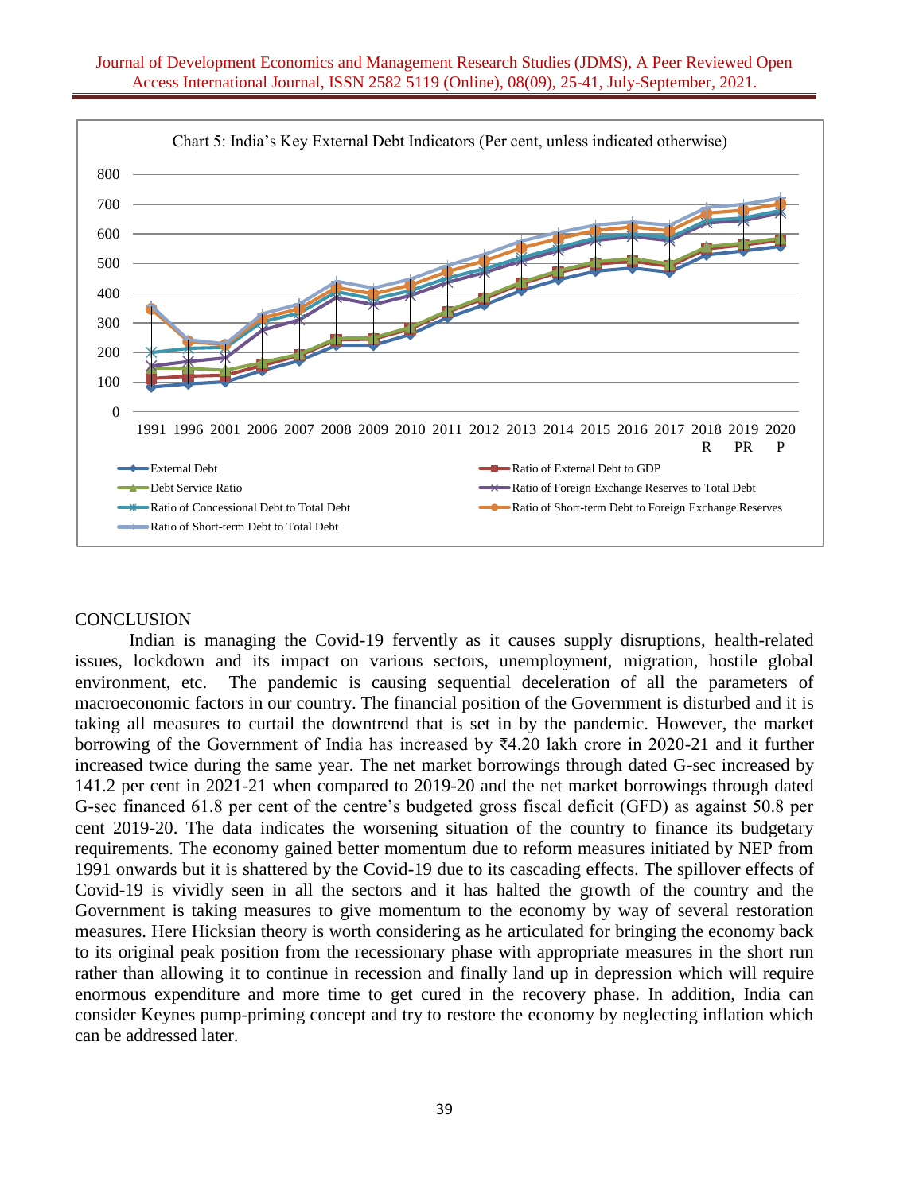Chart 5: India's Key External Debt Indicators (Per cent, unless indicated otherwise)

## CONCLUSION

Indian is managing the Covid-19 fervently as it causes supply disruptions, health-related issues, lockdown and its impact on various sectors, unemployment, migration, hostile global environment, etc. The pandemic is causing sequential deceleration of all the parameters of macroeconomic factors in our country. The financial position of the Government is disturbed and it is taking all measures to curtail the downtrend that is set in by the pandemic. However, the market borrowing of the Government of India has increased by ₹4.20 lakh crore in 2020-21 and it further increased twice during the same year. The net market borrowings through dated G-sec increased by 141.2 per cent in 2021-21 when compared to 2019-20 and the net market borrowings through dated G-sec financed 61.8 per cent of the centre's budgeted gross fiscal deficit (GFD) as against 50.8 per cent 2019-20. The data indicates the worsening situation of the country to finance its budgetary requirements. The economy gained better momentum due to reform measures initiated by NEP from 1991 onwards but it is shattered by the Covid-19 due to its cascading effects. The spillover effects of Covid-19 is vividly seen in all the sectors and it has halted the growth of the country and the Government is taking measures to give momentum to the economy by way of several restoration measures. Here Hicksian theory is worth considering as he articulated for bringing the economy back to its original peak position from the recessionary phase with appropriate measures in the short run rather than allowing it to continue in recession and finally land up in depression which will require enormous expenditure and more time to get cured in the recovery phase. In addition, India can consider Keynes pump-priming concept and try to restore the economy by neglecting inflation which can be addressed later.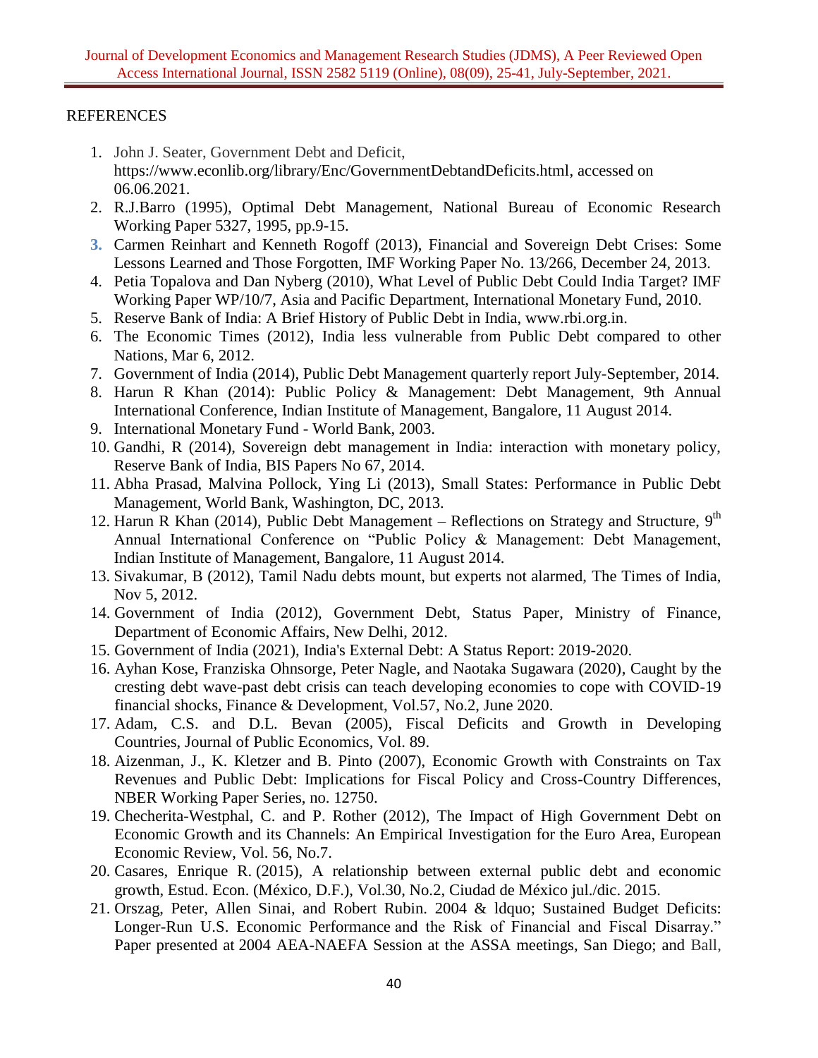REFERENCES

1. John J. Seater, Government Debt and Deficit, https://www.econlib.org/library/Enc/GovernmentDebtandDeficits.html, accessed on 06.06.2021.
2. R.J.Barro (1995), Optimal Debt Management, National Bureau of Economic Research Working Paper 5327, 1995, pp.9-15.
3. Carmen Reinhart and Kenneth Rogoff (2013), Financial and Sovereign Debt Crises: Some Lessons Learned and Those Forgotten, IMF Working Paper No. 13/266, December 24, 2013.
4. Petia Topalova and Dan Nyberg (2010), What Level of Public Debt Could India Target? IMF Working Paper WP/10/7, Asia and Pacific Department, International Monetary Fund, 2010.
5. Reserve Bank of India: A Brief History of Public Debt in India, www.rbi.org.in.
6. The Economic Times (2012), India less vulnerable from Public Debt compared to other Nations, Mar 6, 2012.
7. Government of India (2014), Public Debt Management quarterly report July-September, 2014.
8. Harun R Khan (2014): Public Policy & Management: Debt Management, 9th Annual International Conference, Indian Institute of Management, Bangalore, 11 August 2014.
9. International Monetary Fund - World Bank, 2003.
10. Gandhi, R (2014), Sovereign debt management in India: interaction with monetary policy, Reserve Bank of India, BIS Papers No 67, 2014.
11. Abha Prasad, Malvina Pollock, Ying Li (2013), Small States: Performance in Public Debt Management, World Bank, Washington, DC, 2013.
12. Harun R Khan (2014), Public Debt Management – Reflections on Strategy and Structure, 9th Annual International Conference on "Public Policy & Management: Debt Management, Indian Institute of Management, Bangalore, 11 August 2014.
13. Sivakumar, B (2012), Tamil Nadu debts mount, but experts not alarmed, The Times of India, Nov 5, 2012.
14. Government of India (2012), Government Debt, Status Paper, Ministry of Finance, Department of Economic Affairs, New Delhi, 2012.
15. Government of India (2021), India's External Debt: A Status Report: 2019-2020.
16. Ayhan Kose, Franziska Ohnsorge, Peter Nagle, and Naotaka Sugawara (2020), Caught by the cresting debt wave-past debt crisis can teach developing economies to cope with COVID-19 financial shocks, Finance & Development, Vol.57, No.2, June 2020.
17. Adam, C.S. and D.L. Bevan (2005), Fiscal Deficits and Growth in Developing Countries, Journal of Public Economics, Vol. 89.
18. Aizenman, J., K. Kletzer and B. Pinto (2007), Economic Growth with Constraints on Tax Revenues and Public Debt: Implications for Fiscal Policy and Cross-Country Differences, NBER Working Paper Series, no. 12750.
19. Checherita-Westphal, C. and P. Rother (2012), The Impact of High Government Debt on Economic Growth and its Channels: An Empirical Investigation for the Euro Area, European Economic Review, Vol. 56, No.7.
20. Casares, Enrique R. (2015), A relationship between external public debt and economic growth, Estud. Econ. (México, D.F.), Vol.30, No.2, Ciudad de México jul./dic. 2015.
21. Orszag, Peter, Allen Sinai, and Robert Rubin. 2004 & ldquo; Sustained Budget Deficits: Longer-Run U.S. Economic Performance and the Risk of Financial and Fiscal Disarray." Paper presented at 2004 AEA-NAEFA Session at the ASSA meetings, San Diego; and Ball,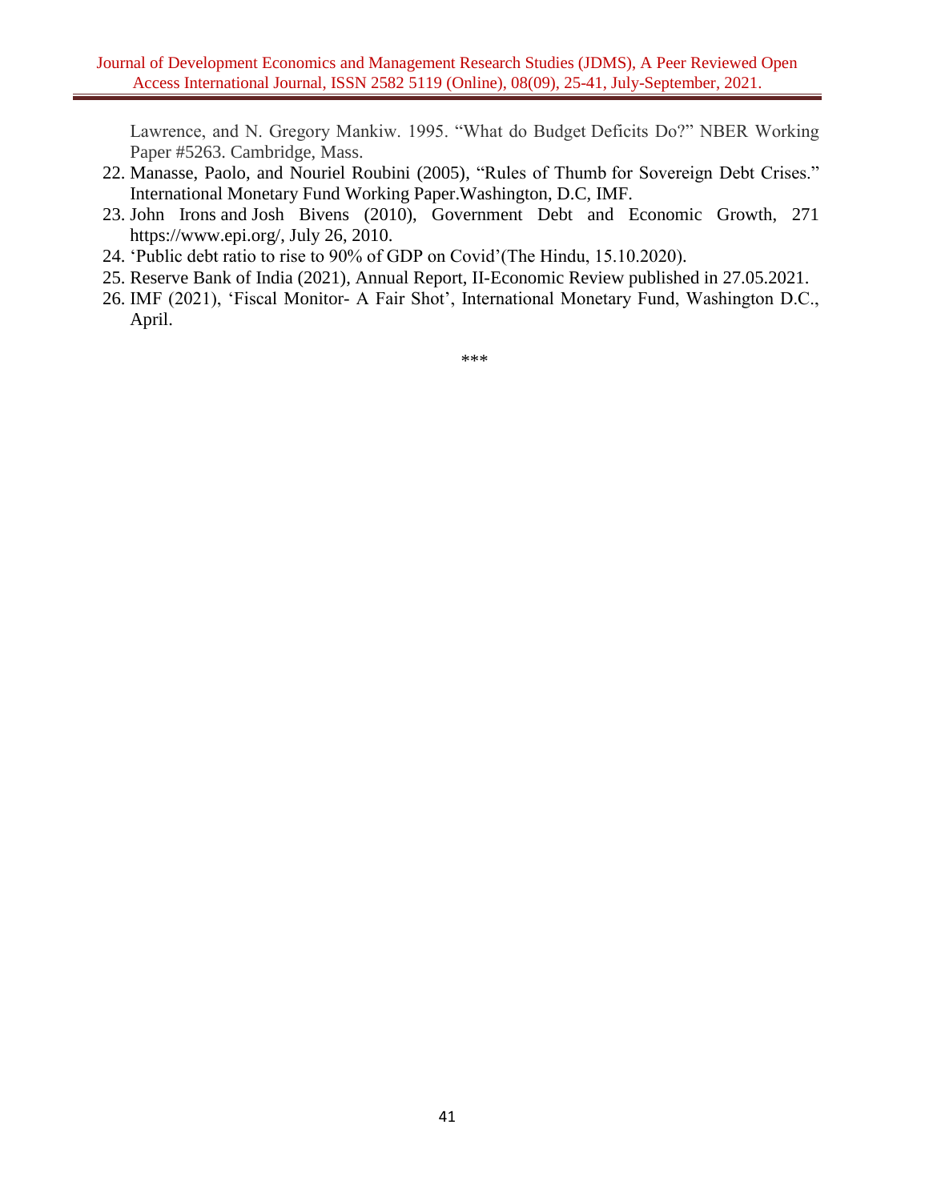Lawrence, and N. Gregory Mankiw. 1995. “What do Budget Deficits Do?” NBER Working Paper #5263. Cambridge, Mass.

22. Manasse, Paolo, and Nouriel Roubini (2005), “Rules of Thumb for Sovereign Debt Crises.” International Monetary Fund Working Paper.Washington, D.C, IMF.
23. John Irons and Josh Bivens (2010), Government Debt and Economic Growth, 271 https://www.epi.org/, July 26, 2010.
24. ‘Public debt ratio to rise to 90% of GDP on Covid’(The Hindu, 15.10.2020).
25. Reserve Bank of India (2021), Annual Report, II-Economic Review published in 27.05.2021.
26. IMF (2021), ‘Fiscal Monitor- A Fair Shot’, International Monetary Fund, Washington D.C., April.

***